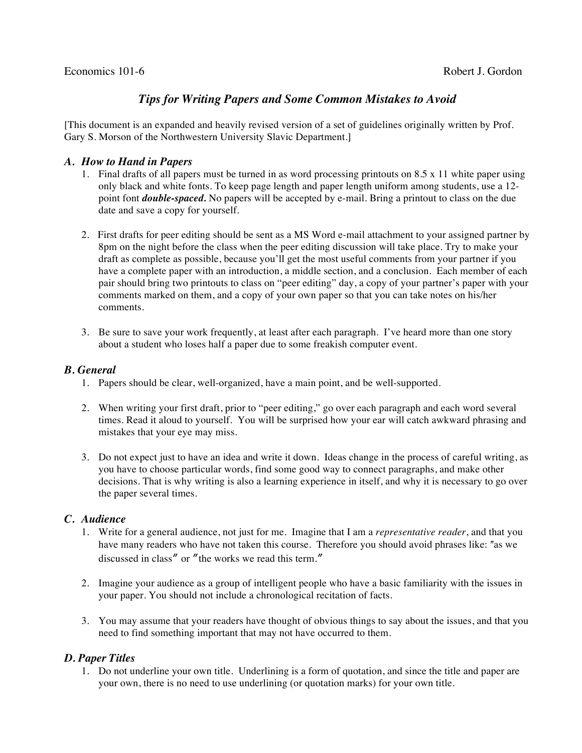Economics 101-6 Robert J. Gordon

# *Tips for Writing Papers and Some Common Mistakes to Avoid*

[This document is an expanded and heavily revised version of a set of guidelines originally written by Prof. Gary S. Morson of the Northwestern University Slavic Department.]

## *A. How to Hand in Papers*

1. Final drafts of all papers must be turned in as word processing printouts on 8.5 x 11 white paper using only black and white fonts. To keep page length and paper length uniform among students, use a 12-point font ***double-spaced.*** No papers will be accepted by e-mail. Bring a printout to class on the due date and save a copy for yourself.

2. First drafts for peer editing should be sent as a MS Word e-mail attachment to your assigned partner by 8pm on the night before the class when the peer editing discussion will take place. Try to make your draft as complete as possible, because you'll get the most useful comments from your partner if you have a complete paper with an introduction, a middle section, and a conclusion. Each member of each pair should bring two printouts to class on "peer editing" day, a copy of your partner's paper with your comments marked on them, and a copy of your own paper so that you can take notes on his/her comments.

3. Be sure to save your work frequently, at least after each paragraph. I've heard more than one story about a student who loses half a paper due to some freakish computer event.

## *B. General*

1. Papers should be clear, well-organized, have a main point, and be well-supported.

2. When writing your first draft, prior to "peer editing," go over each paragraph and each word several times. Read it aloud to yourself. You will be surprised how your ear will catch awkward phrasing and mistakes that your eye may miss.

3. Do not expect just to have an idea and write it down. Ideas change in the process of careful writing, as you have to choose particular words, find some good way to connect paragraphs, and make other decisions. That is why writing is also a learning experience in itself, and why it is necessary to go over the paper several times.

## *C. Audience*

1. Write for a general audience, not just for me. Imagine that I am a *representative reader*, and that you have many readers who have not taken this course. Therefore you should avoid phrases like: "as we discussed in class" or "the works we read this term."

2. Imagine your audience as a group of intelligent people who have a basic familiarity with the issues in your paper. You should not include a chronological recitation of facts.

3. You may assume that your readers have thought of obvious things to say about the issues, and that you need to find something important that may not have occurred to them.

## *D. Paper Titles*

1. Do not underline your own title. Underlining is a form of quotation, and since the title and paper are your own, there is no need to use underlining (or quotation marks) for your own title.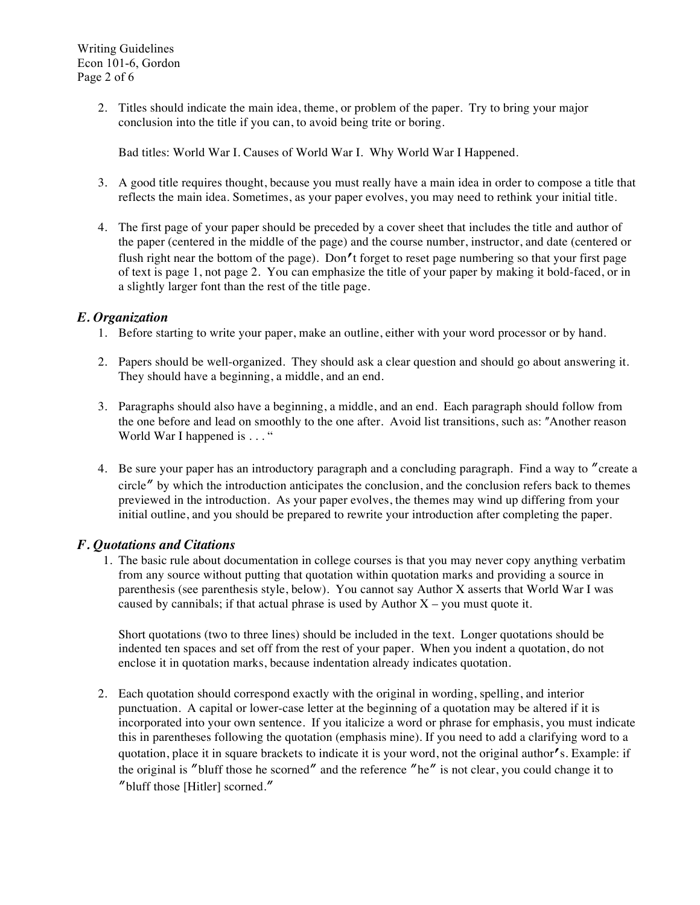2. Titles should indicate the main idea, theme, or problem of the paper. Try to bring your major conclusion into the title if you can, to avoid being trite or boring.

   Bad titles: World War I. Causes of World War I. Why World War I Happened.

3. A good title requires thought, because you must really have a main idea in order to compose a title that reflects the main idea. Sometimes, as your paper evolves, you may need to rethink your initial title.

4. The first page of your paper should be preceded by a cover sheet that includes the title and author of the paper (centered in the middle of the page) and the course number, instructor, and date (centered or flush right near the bottom of the page). Don't forget to reset page numbering so that your first page of text is page 1, not page 2. You can emphasize the title of your paper by making it bold-faced, or in a slightly larger font than the rest of the title page.

### *E. Organization*

1. Before starting to write your paper, make an outline, either with your word processor or by hand.

2. Papers should be well-organized. They should ask a clear question and should go about answering it. They should have a beginning, a middle, and an end.

3. Paragraphs should also have a beginning, a middle, and an end. Each paragraph should follow from the one before and lead on smoothly to the one after. Avoid list transitions, such as: "Another reason World War I happened is . . . "

4. Be sure your paper has an introductory paragraph and a concluding paragraph. Find a way to "create a circle" by which the introduction anticipates the conclusion, and the conclusion refers back to themes previewed in the introduction. As your paper evolves, the themes may wind up differing from your initial outline, and you should be prepared to rewrite your introduction after completing the paper.

### *F. Quotations and Citations*

1. The basic rule about documentation in college courses is that you may never copy anything verbatim from any source without putting that quotation within quotation marks and providing a source in parenthesis (see parenthesis style, below). You cannot say Author X asserts that World War I was caused by cannibals; if that actual phrase is used by Author X – you must quote it.

   Short quotations (two to three lines) should be included in the text. Longer quotations should be indented ten spaces and set off from the rest of your paper. When you indent a quotation, do not enclose it in quotation marks, because indentation already indicates quotation.

2. Each quotation should correspond exactly with the original in wording, spelling, and interior punctuation. A capital or lower-case letter at the beginning of a quotation may be altered if it is incorporated into your own sentence. If you italicize a word or phrase for emphasis, you must indicate this in parentheses following the quotation (emphasis mine). If you need to add a clarifying word to a quotation, place it in square brackets to indicate it is your word, not the original author's. Example: if the original is "bluff those he scorned" and the reference "he" is not clear, you could change it to "bluff those [Hitler] scorned."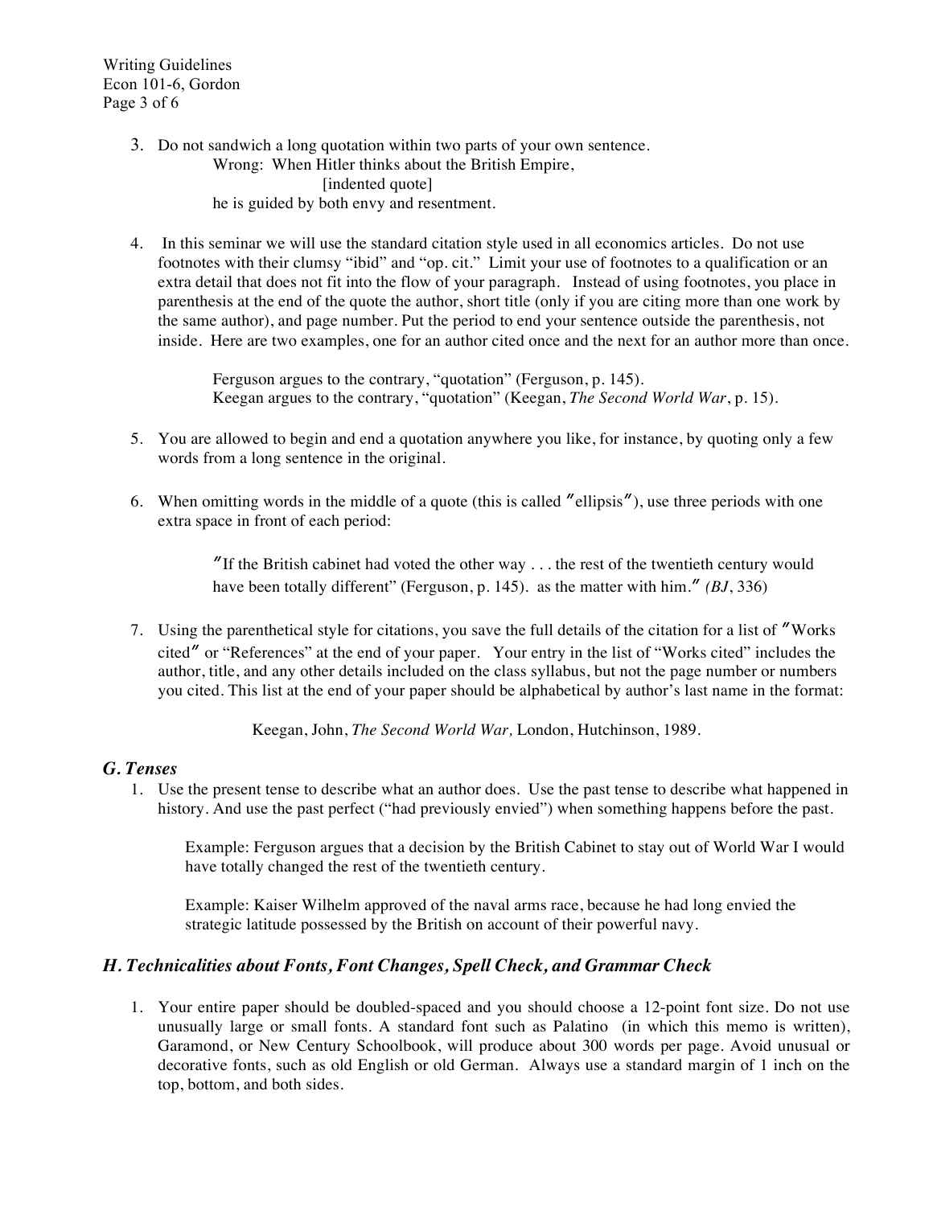3. Do not sandwich a long quotation within two parts of your own sentence.

   Wrong: When Hitler thinks about the British Empire,

   [indented quote]

   he is guided by both envy and resentment.

4. In this seminar we will use the standard citation style used in all economics articles. Do not use footnotes with their clumsy "ibid" and "op. cit." Limit your use of footnotes to a qualification or an extra detail that does not fit into the flow of your paragraph. Instead of using footnotes, you place in parenthesis at the end of the quote the author, short title (only if you are citing more than one work by the same author), and page number. Put the period to end your sentence outside the parenthesis, not inside. Here are two examples, one for an author cited once and the next for an author more than once.

   Ferguson argues to the contrary, "quotation" (Ferguson, p. 145).
   Keegan argues to the contrary, "quotation" (Keegan, *The Second World War*, p. 15).

5. You are allowed to begin and end a quotation anywhere you like, for instance, by quoting only a few words from a long sentence in the original.

6. When omitting words in the middle of a quote (this is called "ellipsis"), use three periods with one extra space in front of each period:

   "If the British cabinet had voted the other way . . . the rest of the twentieth century would have been totally different" (Ferguson, p. 145). as the matter with him." *(BJ*, 336)

7. Using the parenthetical style for citations, you save the full details of the citation for a list of "Works cited" or "References" at the end of your paper. Your entry in the list of "Works cited" includes the author, title, and any other details included on the class syllabus, but not the page number or numbers you cited. This list at the end of your paper should be alphabetical by author's last name in the format:

   Keegan, John, *The Second World War,* London, Hutchinson, 1989.

### *G. Tenses*

1. Use the present tense to describe what an author does. Use the past tense to describe what happened in history. And use the past perfect ("had previously envied") when something happens before the past.

   Example: Ferguson argues that a decision by the British Cabinet to stay out of World War I would have totally changed the rest of the twentieth century.

   Example: Kaiser Wilhelm approved of the naval arms race, because he had long envied the strategic latitude possessed by the British on account of their powerful navy.

### *H. Technicalities about Fonts, Font Changes, Spell Check, and Grammar Check*

1. Your entire paper should be doubled-spaced and you should choose a 12-point font size. Do not use unusually large or small fonts. A standard font such as Palatino (in which this memo is written), Garamond, or New Century Schoolbook, will produce about 300 words per page. Avoid unusual or decorative fonts, such as old English or old German. Always use a standard margin of 1 inch on the top, bottom, and both sides.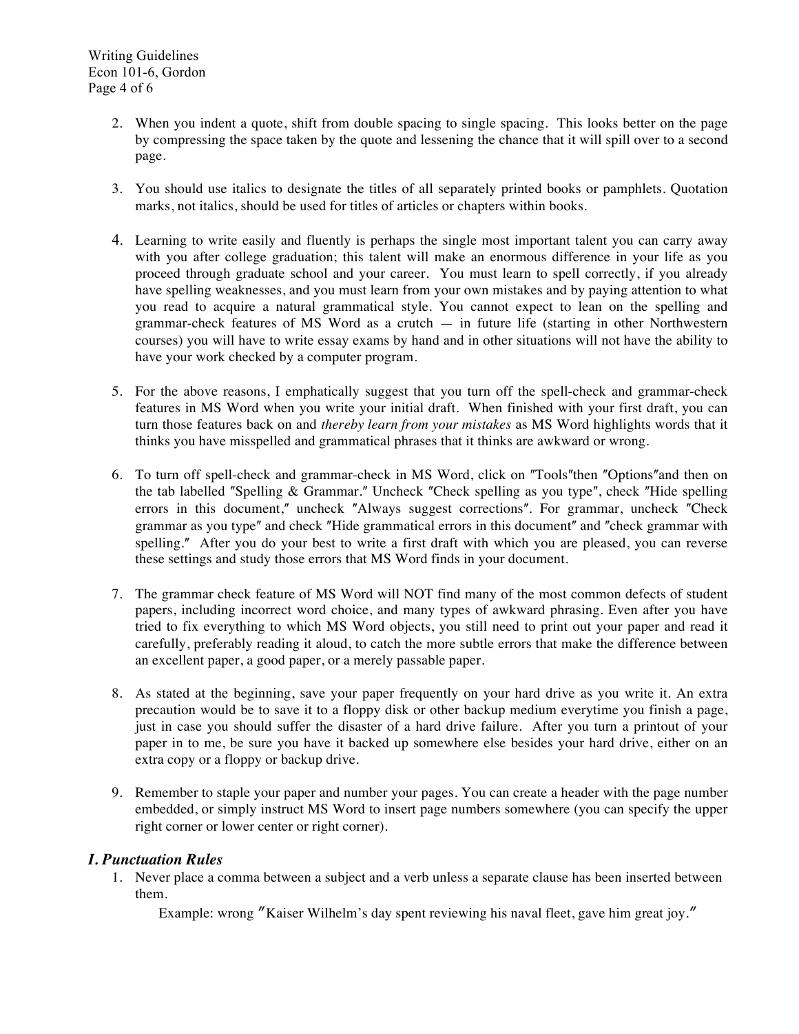2. When you indent a quote, shift from double spacing to single spacing. This looks better on the page by compressing the space taken by the quote and lessening the chance that it will spill over to a second page.

3. You should use italics to designate the titles of all separately printed books or pamphlets. Quotation marks, not italics, should be used for titles of articles or chapters within books.

4. Learning to write easily and fluently is perhaps the single most important talent you can carry away with you after college graduation; this talent will make an enormous difference in your life as you proceed through graduate school and your career. You must learn to spell correctly, if you already have spelling weaknesses, and you must learn from your own mistakes and by paying attention to what you read to acquire a natural grammatical style. You cannot expect to lean on the spelling and grammar-check features of MS Word as a crutch — in future life (starting in other Northwestern courses) you will have to write essay exams by hand and in other situations will not have the ability to have your work checked by a computer program.

5. For the above reasons, I emphatically suggest that you turn off the spell-check and grammar-check features in MS Word when you write your initial draft. When finished with your first draft, you can turn those features back on and *thereby learn from your mistakes* as MS Word highlights words that it thinks you have misspelled and grammatical phrases that it thinks are awkward or wrong.

6. To turn off spell-check and grammar-check in MS Word, click on ″Tools″then ″Options″and then on the tab labelled ″Spelling & Grammar.″ Uncheck ″Check spelling as you type″, check ″Hide spelling errors in this document,″ uncheck ″Always suggest corrections″. For grammar, uncheck ″Check grammar as you type″ and check ″Hide grammatical errors in this document″ and ″check grammar with spelling.″ After you do your best to write a first draft with which you are pleased, you can reverse these settings and study those errors that MS Word finds in your document.

7. The grammar check feature of MS Word will NOT find many of the most common defects of student papers, including incorrect word choice, and many types of awkward phrasing. Even after you have tried to fix everything to which MS Word objects, you still need to print out your paper and read it carefully, preferably reading it aloud, to catch the more subtle errors that make the difference between an excellent paper, a good paper, or a merely passable paper.

8. As stated at the beginning, save your paper frequently on your hard drive as you write it. An extra precaution would be to save it to a floppy disk or other backup medium everytime you finish a page, just in case you should suffer the disaster of a hard drive failure. After you turn a printout of your paper in to me, be sure you have it backed up somewhere else besides your hard drive, either on an extra copy or a floppy or backup drive.

9. Remember to staple your paper and number your pages. You can create a header with the page number embedded, or simply instruct MS Word to insert page numbers somewhere (you can specify the upper right corner or lower center or right corner).

### *I. Punctuation Rules*

1. Never place a comma between a subject and a verb unless a separate clause has been inserted between them.

   Example: wrong ″Kaiser Wilhelm's day spent reviewing his naval fleet, gave him great joy.″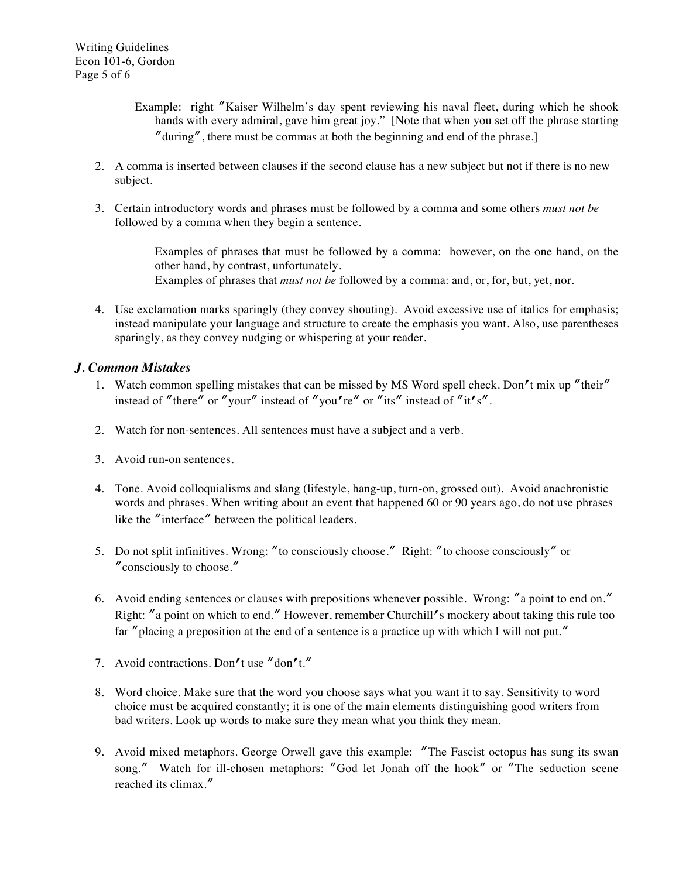Example: right ″Kaiser Wilhelm's day spent reviewing his naval fleet, during which he shook hands with every admiral, gave him great joy." [Note that when you set off the phrase starting ″during″, there must be commas at both the beginning and end of the phrase.]

2. A comma is inserted between clauses if the second clause has a new subject but not if there is no new subject.

3. Certain introductory words and phrases must be followed by a comma and some others *must not be* followed by a comma when they begin a sentence.

   Examples of phrases that must be followed by a comma: however, on the one hand, on the other hand, by contrast, unfortunately.
   Examples of phrases that *must not be* followed by a comma: and, or, for, but, yet, nor.

4. Use exclamation marks sparingly (they convey shouting). Avoid excessive use of italics for emphasis; instead manipulate your language and structure to create the emphasis you want. Also, use parentheses sparingly, as they convey nudging or whispering at your reader.

## *J. Common Mistakes*

1. Watch common spelling mistakes that can be missed by MS Word spell check. Don′t mix up ″their″ instead of ″there″ or ″your″ instead of ″you′re″ or ″its″ instead of ″it′s″.

2. Watch for non-sentences. All sentences must have a subject and a verb.

3. Avoid run-on sentences.

4. Tone. Avoid colloquialisms and slang (lifestyle, hang-up, turn-on, grossed out). Avoid anachronistic words and phrases. When writing about an event that happened 60 or 90 years ago, do not use phrases like the ″interface″ between the political leaders.

5. Do not split infinitives. Wrong: ″to consciously choose.″ Right: ″to choose consciously″ or ″consciously to choose.″

6. Avoid ending sentences or clauses with prepositions whenever possible. Wrong: ″a point to end on.″ Right: ″a point on which to end.″ However, remember Churchill′s mockery about taking this rule too far ″placing a preposition at the end of a sentence is a practice up with which I will not put.″

7. Avoid contractions. Don′t use ″don′t.″

8. Word choice. Make sure that the word you choose says what you want it to say. Sensitivity to word choice must be acquired constantly; it is one of the main elements distinguishing good writers from bad writers. Look up words to make sure they mean what you think they mean.

9. Avoid mixed metaphors. George Orwell gave this example: ″The Fascist octopus has sung its swan song.″ Watch for ill-chosen metaphors: ″God let Jonah off the hook″ or ″The seduction scene reached its climax.″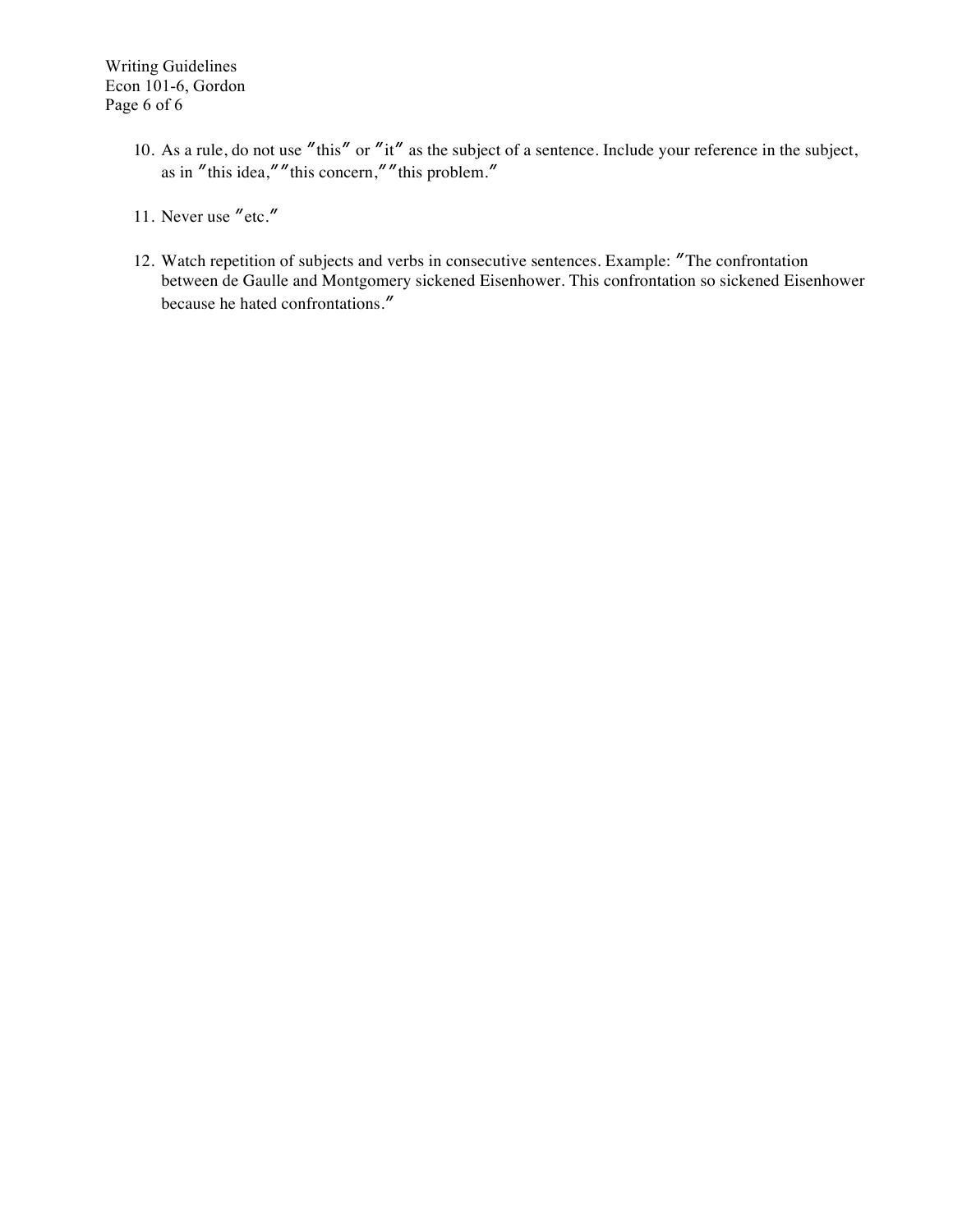10. As a rule, do not use "this" or "it" as the subject of a sentence. Include your reference in the subject, as in "this idea," "this concern," "this problem."

11. Never use "etc."

12. Watch repetition of subjects and verbs in consecutive sentences. Example: "The confrontation between de Gaulle and Montgomery sickened Eisenhower. This confrontation so sickened Eisenhower because he hated confrontations."